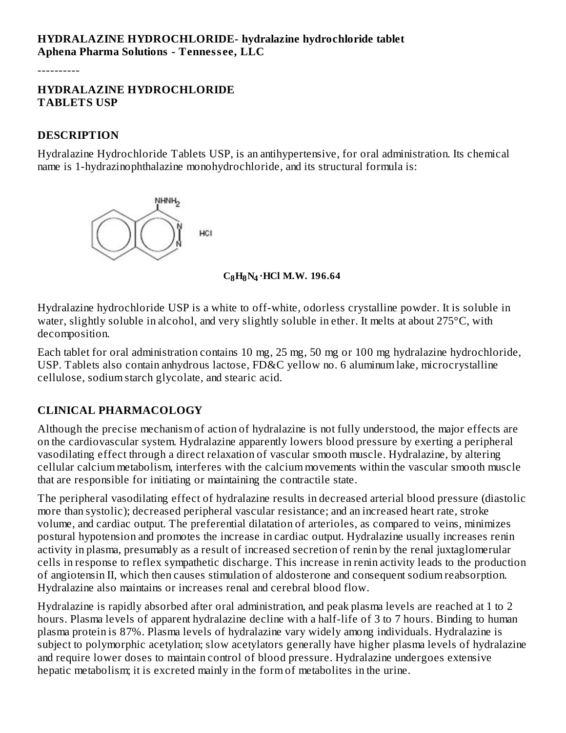**HYDRALAZINE HYDROCHLORIDE- hydralazine hydrochloride tablet**
**Aphena Pharma Solutions - Tennessee, LLC**

----------

# HYDRALAZINE HYDROCHLORIDE TABLETS USP

## DESCRIPTION

Hydralazine Hydrochloride Tablets USP, is an antihypertensive, for oral administration. Its chemical name is 1-hydrazinophthalazine monohydrochloride, and its structural formula is:

$C_8H_8N_4 \cdot HCl$ **M.W. 196.64**

Hydralazine hydrochloride USP is a white to off-white, odorless crystalline powder. It is soluble in water, slightly soluble in alcohol, and very slightly soluble in ether. It melts at about 275°C, with decomposition.

Each tablet for oral administration contains 10 mg, 25 mg, 50 mg or 100 mg hydralazine hydrochloride, USP. Tablets also contain anhydrous lactose, FD&C yellow no. 6 aluminum lake, microcrystalline cellulose, sodium starch glycolate, and stearic acid.

## CLINICAL PHARMACOLOGY

Although the precise mechanism of action of hydralazine is not fully understood, the major effects are on the cardiovascular system. Hydralazine apparently lowers blood pressure by exerting a peripheral vasodilating effect through a direct relaxation of vascular smooth muscle. Hydralazine, by altering cellular calcium metabolism, interferes with the calcium movements within the vascular smooth muscle that are responsible for initiating or maintaining the contractile state.

The peripheral vasodilating effect of hydralazine results in decreased arterial blood pressure (diastolic more than systolic); decreased peripheral vascular resistance; and an increased heart rate, stroke volume, and cardiac output. The preferential dilatation of arterioles, as compared to veins, minimizes postural hypotension and promotes the increase in cardiac output. Hydralazine usually increases renin activity in plasma, presumably as a result of increased secretion of renin by the renal juxtaglomerular cells in response to reflex sympathetic discharge. This increase in renin activity leads to the production of angiotensin II, which then causes stimulation of aldosterone and consequent sodium reabsorption. Hydralazine also maintains or increases renal and cerebral blood flow.

Hydralazine is rapidly absorbed after oral administration, and peak plasma levels are reached at 1 to 2 hours. Plasma levels of apparent hydralazine decline with a half-life of 3 to 7 hours. Binding to human plasma protein is 87%. Plasma levels of hydralazine vary widely among individuals. Hydralazine is subject to polymorphic acetylation; slow acetylators generally have higher plasma levels of hydralazine and require lower doses to maintain control of blood pressure. Hydralazine undergoes extensive hepatic metabolism; it is excreted mainly in the form of metabolites in the urine.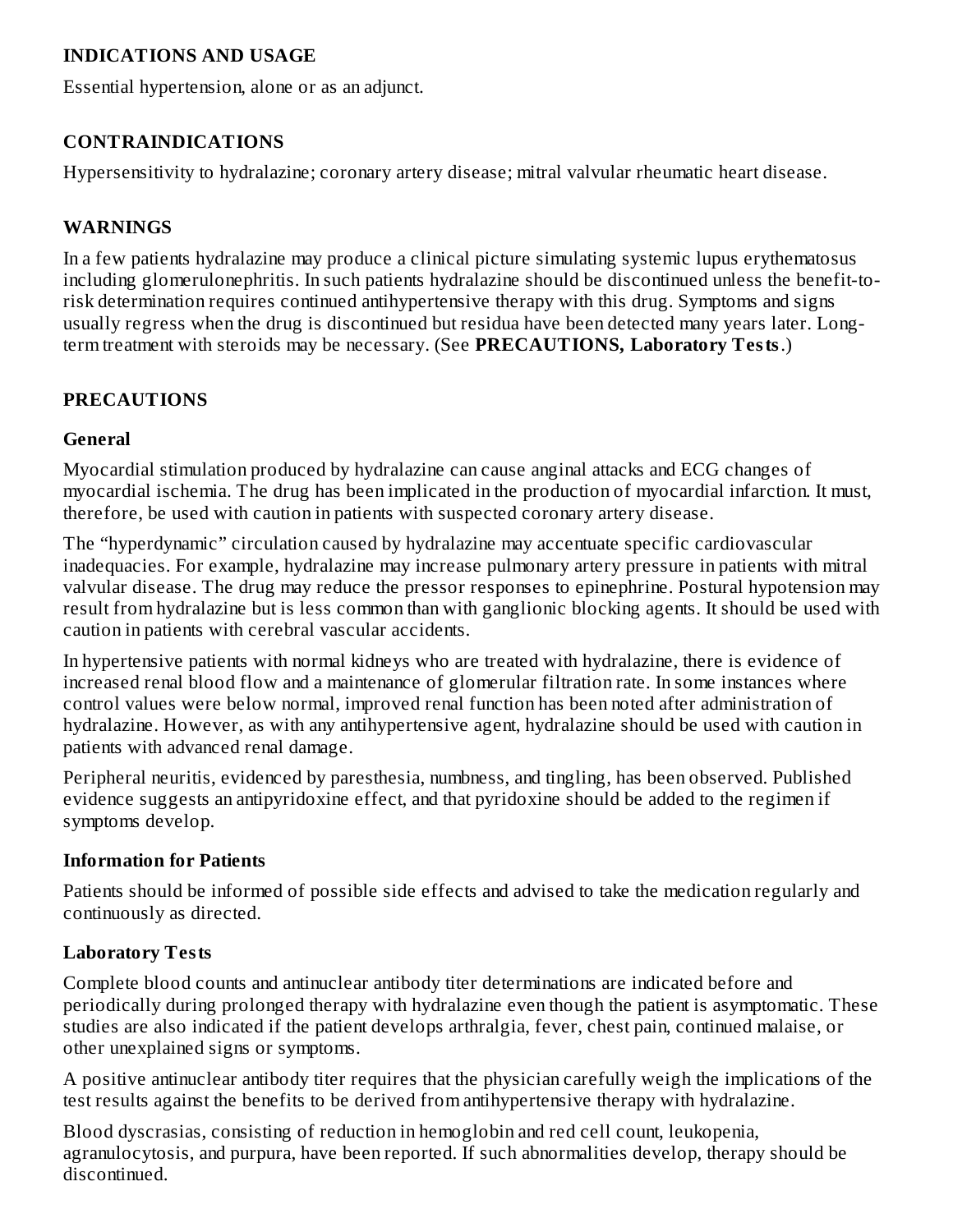## INDICATIONS AND USAGE

Essential hypertension, alone or as an adjunct.

## CONTRAINDICATIONS

Hypersensitivity to hydralazine; coronary artery disease; mitral valvular rheumatic heart disease.

## WARNINGS

In a few patients hydralazine may produce a clinical picture simulating systemic lupus erythematosus including glomerulonephritis. In such patients hydralazine should be discontinued unless the benefit-to-risk determination requires continued antihypertensive therapy with this drug. Symptoms and signs usually regress when the drug is discontinued but residua have been detected many years later. Long-term treatment with steroids may be necessary. (See **PRECAUTIONS, Laboratory Tests**.)

## PRECAUTIONS

### General

Myocardial stimulation produced by hydralazine can cause anginal attacks and ECG changes of myocardial ischemia. The drug has been implicated in the production of myocardial infarction. It must, therefore, be used with caution in patients with suspected coronary artery disease.

The “hyperdynamic” circulation caused by hydralazine may accentuate specific cardiovascular inadequacies. For example, hydralazine may increase pulmonary artery pressure in patients with mitral valvular disease. The drug may reduce the pressor responses to epinephrine. Postural hypotension may result from hydralazine but is less common than with ganglionic blocking agents. It should be used with caution in patients with cerebral vascular accidents.

In hypertensive patients with normal kidneys who are treated with hydralazine, there is evidence of increased renal blood flow and a maintenance of glomerular filtration rate. In some instances where control values were below normal, improved renal function has been noted after administration of hydralazine. However, as with any antihypertensive agent, hydralazine should be used with caution in patients with advanced renal damage.

Peripheral neuritis, evidenced by paresthesia, numbness, and tingling, has been observed. Published evidence suggests an antipyridoxine effect, and that pyridoxine should be added to the regimen if symptoms develop.

### Information for Patients

Patients should be informed of possible side effects and advised to take the medication regularly and continuously as directed.

### Laboratory Tests

Complete blood counts and antinuclear antibody titer determinations are indicated before and periodically during prolonged therapy with hydralazine even though the patient is asymptomatic. These studies are also indicated if the patient develops arthralgia, fever, chest pain, continued malaise, or other unexplained signs or symptoms.

A positive antinuclear antibody titer requires that the physician carefully weigh the implications of the test results against the benefits to be derived from antihypertensive therapy with hydralazine.

Blood dyscrasias, consisting of reduction in hemoglobin and red cell count, leukopenia, agranulocytosis, and purpura, have been reported. If such abnormalities develop, therapy should be discontinued.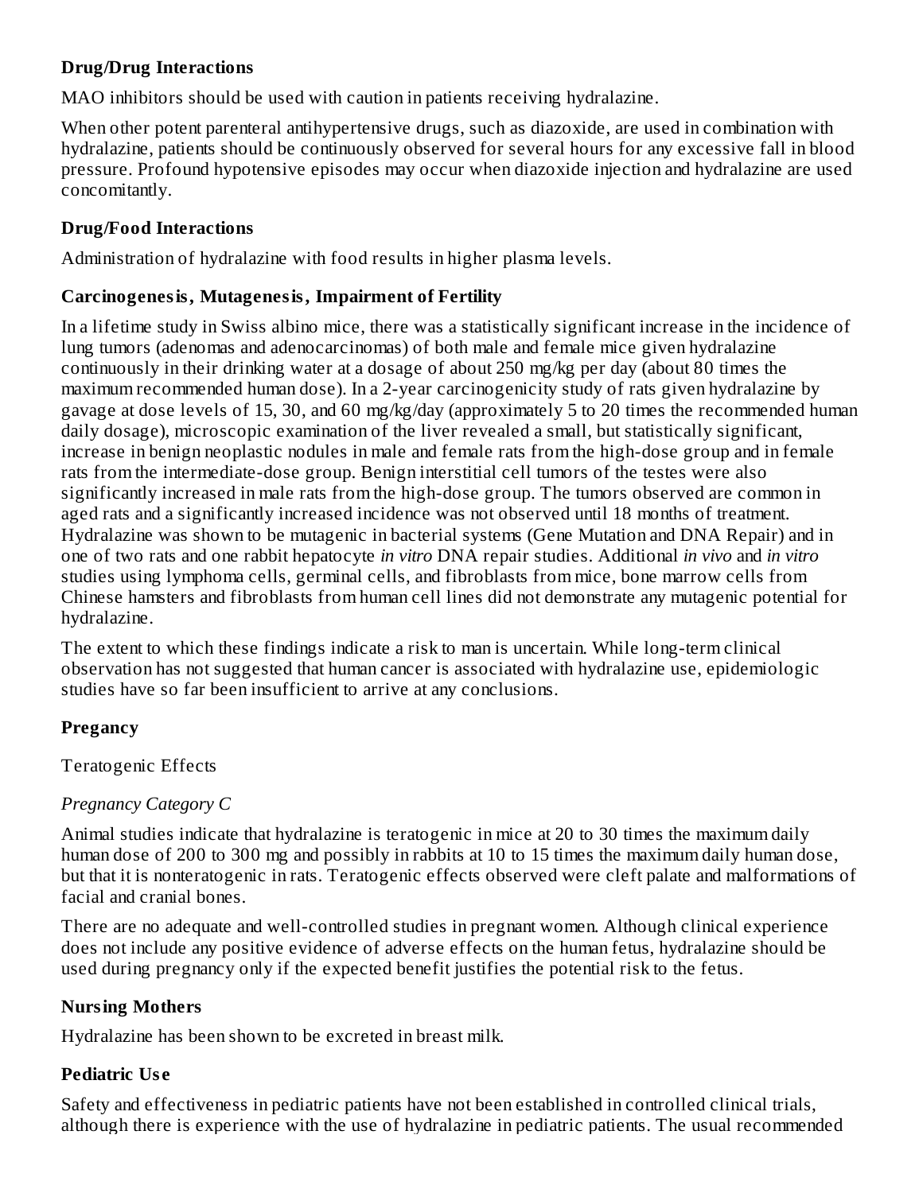### Drug/Drug Interactions

MAO inhibitors should be used with caution in patients receiving hydralazine.

When other potent parenteral antihypertensive drugs, such as diazoxide, are used in combination with hydralazine, patients should be continuously observed for several hours for any excessive fall in blood pressure. Profound hypotensive episodes may occur when diazoxide injection and hydralazine are used concomitantly.

### Drug/Food Interactions

Administration of hydralazine with food results in higher plasma levels.

### Carcinogenesis, Mutagenesis, Impairment of Fertility

In a lifetime study in Swiss albino mice, there was a statistically significant increase in the incidence of lung tumors (adenomas and adenocarcinomas) of both male and female mice given hydralazine continuously in their drinking water at a dosage of about 250 mg/kg per day (about 80 times the maximum recommended human dose). In a 2-year carcinogenicity study of rats given hydralazine by gavage at dose levels of 15, 30, and 60 mg/kg/day (approximately 5 to 20 times the recommended human daily dosage), microscopic examination of the liver revealed a small, but statistically significant, increase in benign neoplastic nodules in male and female rats from the high-dose group and in female rats from the intermediate-dose group. Benign interstitial cell tumors of the testes were also significantly increased in male rats from the high-dose group. The tumors observed are common in aged rats and a significantly increased incidence was not observed until 18 months of treatment. Hydralazine was shown to be mutagenic in bacterial systems (Gene Mutation and DNA Repair) and in one of two rats and one rabbit hepatocyte *in vitro* DNA repair studies. Additional *in vivo* and *in vitro* studies using lymphoma cells, germinal cells, and fibroblasts from mice, bone marrow cells from Chinese hamsters and fibroblasts from human cell lines did not demonstrate any mutagenic potential for hydralazine.

The extent to which these findings indicate a risk to man is uncertain. While long-term clinical observation has not suggested that human cancer is associated with hydralazine use, epidemiologic studies have so far been insufficient to arrive at any conclusions.

### Pregancy

Teratogenic Effects

*Pregnancy Category C*

Animal studies indicate that hydralazine is teratogenic in mice at 20 to 30 times the maximum daily human dose of 200 to 300 mg and possibly in rabbits at 10 to 15 times the maximum daily human dose, but that it is nonteratogenic in rats. Teratogenic effects observed were cleft palate and malformations of facial and cranial bones.

There are no adequate and well-controlled studies in pregnant women. Although clinical experience does not include any positive evidence of adverse effects on the human fetus, hydralazine should be used during pregnancy only if the expected benefit justifies the potential risk to the fetus.

### Nursing Mothers

Hydralazine has been shown to be excreted in breast milk.

### Pediatric Use

Safety and effectiveness in pediatric patients have not been established in controlled clinical trials, although there is experience with the use of hydralazine in pediatric patients. The usual recommended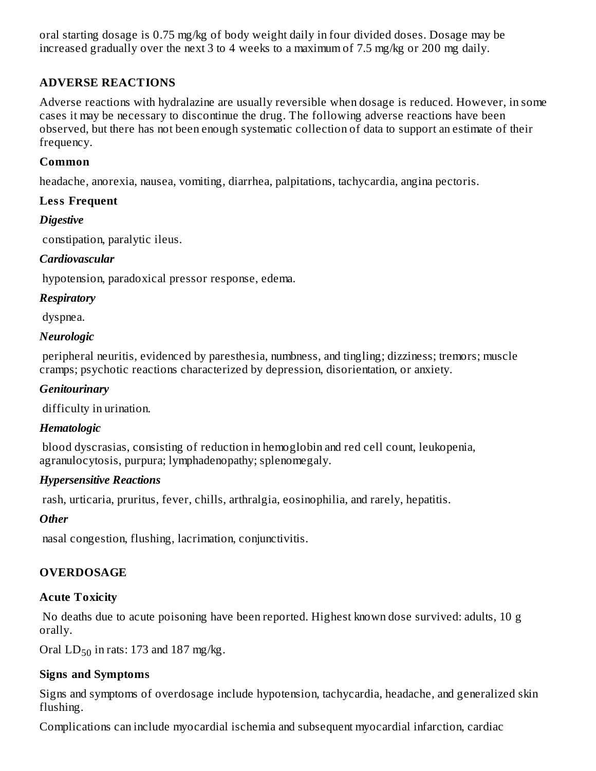oral starting dosage is 0.75 mg/kg of body weight daily in four divided doses. Dosage may be increased gradually over the next 3 to 4 weeks to a maximum of 7.5 mg/kg or 200 mg daily.

## ADVERSE REACTIONS

Adverse reactions with hydralazine are usually reversible when dosage is reduced. However, in some cases it may be necessary to discontinue the drug. The following adverse reactions have been observed, but there has not been enough systematic collection of data to support an estimate of their frequency.

### Common

headache, anorexia, nausea, vomiting, diarrhea, palpitations, tachycardia, angina pectoris.

### Less Frequent

***Digestive***

constipation, paralytic ileus.

***Cardiovascular***

hypotension, paradoxical pressor response, edema.

***Respiratory***

dyspnea.

***Neurologic***

peripheral neuritis, evidenced by paresthesia, numbness, and tingling; dizziness; tremors; muscle cramps; psychotic reactions characterized by depression, disorientation, or anxiety.

***Genitourinary***

difficulty in urination.

***Hematologic***

blood dyscrasias, consisting of reduction in hemoglobin and red cell count, leukopenia, agranulocytosis, purpura; lymphadenopathy; splenomegaly.

***Hypersensitive Reactions***

rash, urticaria, pruritus, fever, chills, arthralgia, eosinophilia, and rarely, hepatitis.

***Other***

nasal congestion, flushing, lacrimation, conjunctivitis.

## OVERDOSAGE

### Acute Toxicity

No deaths due to acute poisoning have been reported. Highest known dose survived: adults, 10 g orally.

Oral $LD_{50}$ in rats: 173 and 187 mg/kg.

### Signs and Symptoms

Signs and symptoms of overdosage include hypotension, tachycardia, headache, and generalized skin flushing.

Complications can include myocardial ischemia and subsequent myocardial infarction, cardiac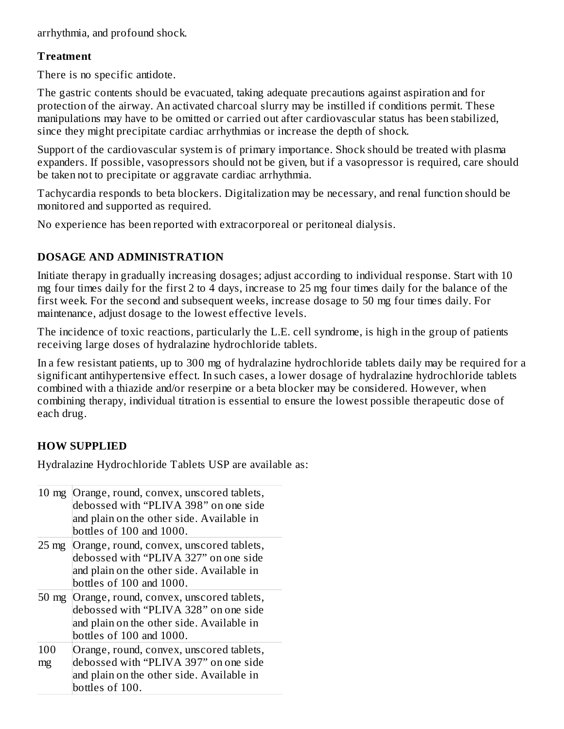arrhythmia, and profound shock.

### Treatment

There is no specific antidote.

The gastric contents should be evacuated, taking adequate precautions against aspiration and for protection of the airway. An activated charcoal slurry may be instilled if conditions permit. These manipulations may have to be omitted or carried out after cardiovascular status has been stabilized, since they might precipitate cardiac arrhythmias or increase the depth of shock.

Support of the cardiovascular system is of primary importance. Shock should be treated with plasma expanders. If possible, vasopressors should not be given, but if a vasopressor is required, care should be taken not to precipitate or aggravate cardiac arrhythmia.

Tachycardia responds to beta blockers. Digitalization may be necessary, and renal function should be monitored and supported as required.

No experience has been reported with extracorporeal or peritoneal dialysis.

## DOSAGE AND ADMINISTRATION

Initiate therapy in gradually increasing dosages; adjust according to individual response. Start with 10 mg four times daily for the first 2 to 4 days, increase to 25 mg four times daily for the balance of the first week. For the second and subsequent weeks, increase dosage to 50 mg four times daily. For maintenance, adjust dosage to the lowest effective levels.

The incidence of toxic reactions, particularly the L.E. cell syndrome, is high in the group of patients receiving large doses of hydralazine hydrochloride tablets.

In a few resistant patients, up to 300 mg of hydralazine hydrochloride tablets daily may be required for a significant antihypertensive effect. In such cases, a lower dosage of hydralazine hydrochloride tablets combined with a thiazide and/or reserpine or a beta blocker may be considered. However, when combining therapy, individual titration is essential to ensure the lowest possible therapeutic dose of each drug.

## HOW SUPPLIED

Hydralazine Hydrochloride Tablets USP are available as:

| | |
|---|---|
| 10 mg | Orange, round, convex, unscored tablets, debossed with “PLIVA 398” on one side and plain on the other side. Available in bottles of 100 and 1000. |
| 25 mg | Orange, round, convex, unscored tablets, debossed with “PLIVA 327” on one side and plain on the other side. Available in bottles of 100 and 1000. |
| 50 mg | Orange, round, convex, unscored tablets, debossed with “PLIVA 328” on one side and plain on the other side. Available in bottles of 100 and 1000. |
| 100 mg | Orange, round, convex, unscored tablets, debossed with “PLIVA 397” on one side and plain on the other side. Available in bottles of 100. |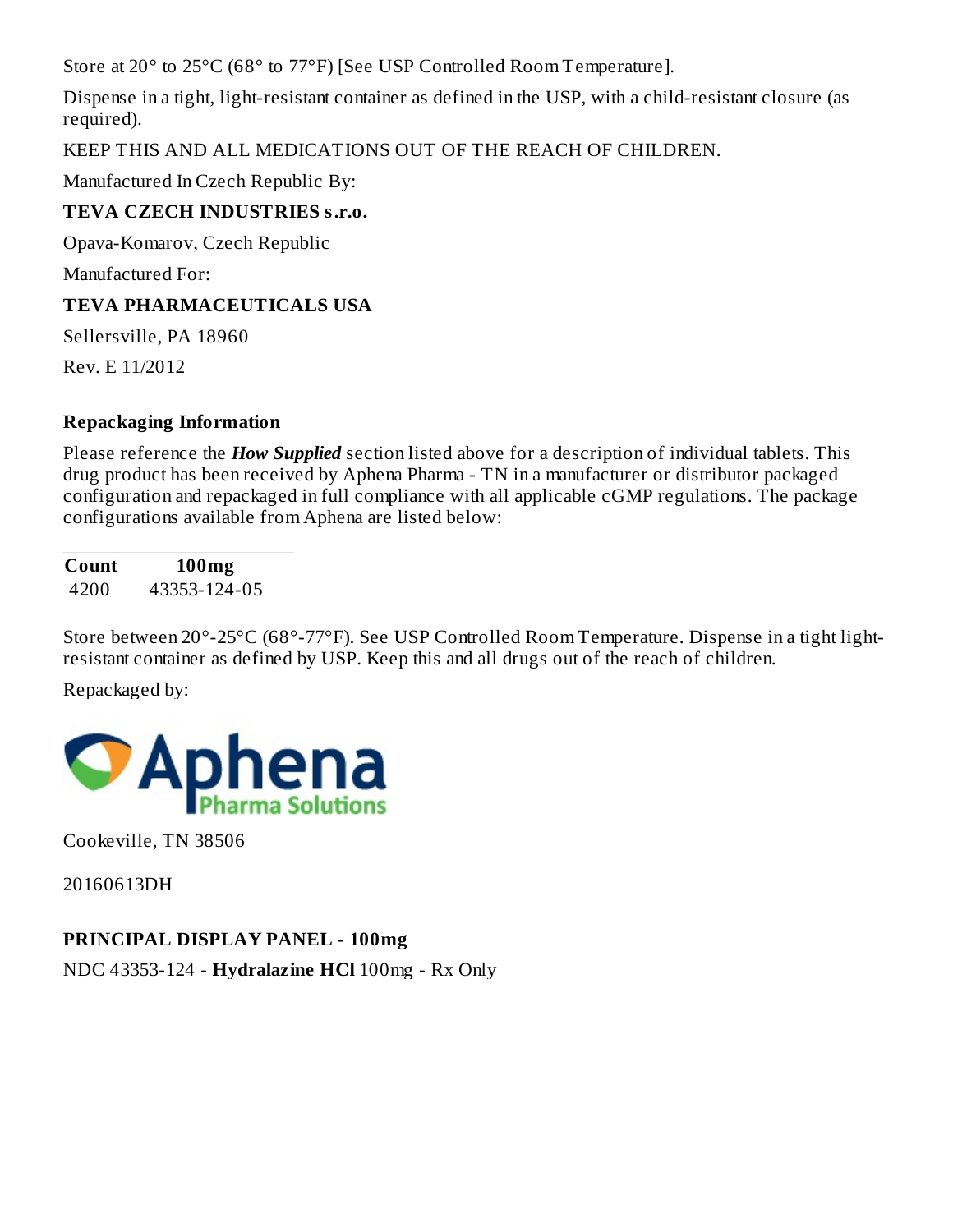Store at 20° to 25°C (68° to 77°F) [See USP Controlled Room Temperature].

Dispense in a tight, light-resistant container as defined in the USP, with a child-resistant closure (as required).

KEEP THIS AND ALL MEDICATIONS OUT OF THE REACH OF CHILDREN.

Manufactured In Czech Republic By:

**TEVA CZECH INDUSTRIES s.r.o.**

Opava-Komarov, Czech Republic

Manufactured For:

**TEVA PHARMACEUTICALS USA**

Sellersville, PA 18960

Rev. E 11/2012

**Repackaging Information**

Please reference the ***How Supplied*** section listed above for a description of individual tablets. This drug product has been received by Aphena Pharma - TN in a manufacturer or distributor packaged configuration and repackaged in full compliance with all applicable cGMP regulations. The package configurations available from Aphena are listed below:

| Count | 100mg |
|---|---|
| 4200 | 43353-124-05 |

Store between 20°-25°C (68°-77°F). See USP Controlled Room Temperature. Dispense in a tight light-resistant container as defined by USP. Keep this and all drugs out of the reach of children.

Repackaged by:

Aphena Pharma Solutions

Cookeville, TN 38506

20160613DH

**PRINCIPAL DISPLAY PANEL - 100mg**

NDC 43353-124 - **Hydralazine HCl** 100mg - Rx Only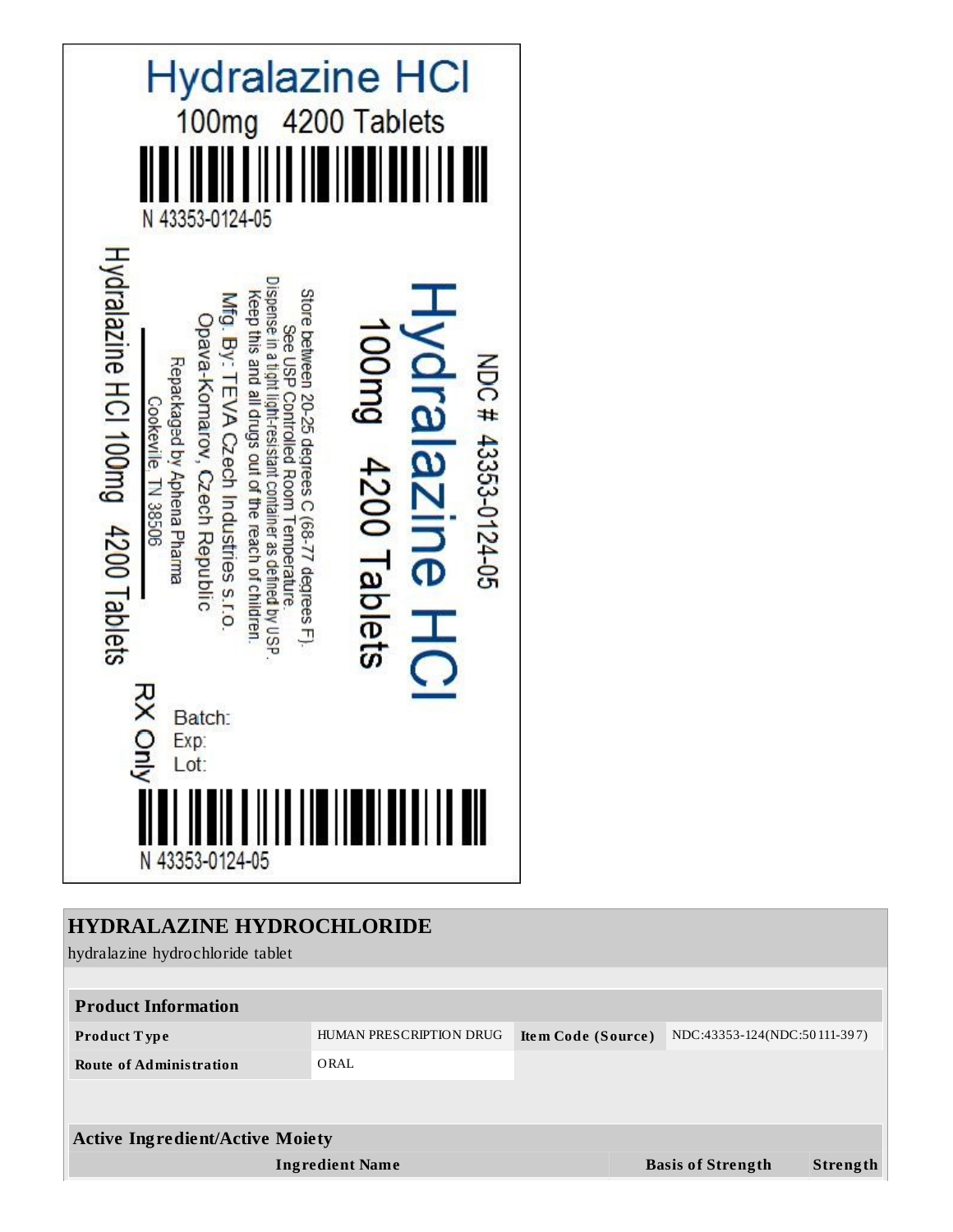Hydralazine HCl

100mg 4200 Tablets

N 43353-0124-05

NDC # 43353-0124-05

Hydralazine HCl

100mg 4200 Tablets

Store between 20-25 degrees C (68-77 degrees F).
See USP Controlled Room Temperature.
Dispense in a tight light-resistant container as defined by USP.
Keep this and all drugs out of the reach of children.

Mfg. By: TEVA Czech Industries s.r.o.
Opava-Komarov, Czech Republic

Repackaged by Aphena Pharma
Cookeville, TN 38506

Hydralazine HCl 100mg 4200 Tablets

RX Only

Batch:
Exp:
Lot:

N 43353-0124-05

## HYDRALAZINE HYDROCHLORIDE

hydralazine hydrochloride tablet

| Product Information | | | |
|---|---|---|---|
| **Product Type** | HUMAN PRESCRIPTION DRUG | **Item Code (Source)** | NDC:43353-124(NDC:50111-397) |
| **Route of Administration** | ORAL | | |

| Active Ingredient/Active Moiety | | |
|---|---|---|
| **Ingredient Name** | **Basis of Strength** | **Strength** |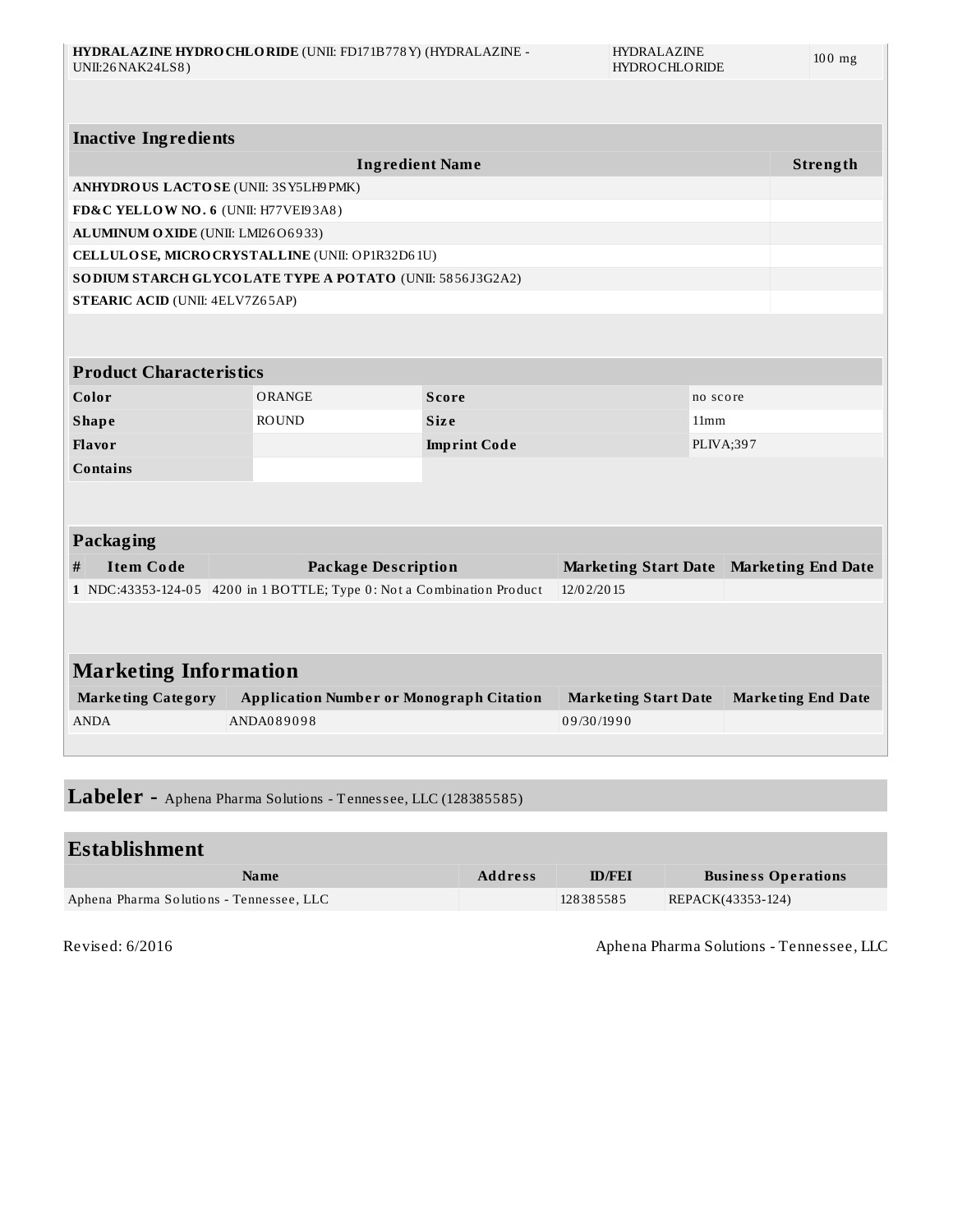| | | |
|---|---|---|
| **HYDRALAZINE HYDROCHLORIDE** (UNII: FD171B778Y) (HYDRALAZINE - UNII:26NAK24LS8) | HYDRALAZINE HYDROCHLORIDE | 100 mg |

### Inactive Ingredients

| Ingredient Name | Strength |
|---|---|
| **ANHYDROUS LACTOSE** (UNII: 3SY5LH9PMK) | |
| **FD&C YELLOW NO. 6** (UNII: H77VEI93A8) | |
| **ALUMINUM OXIDE** (UNII: LMI26O6933) | |
| **CELLULOSE, MICROCRYSTALLINE** (UNII: OP1R32D61U) | |
| **SODIUM STARCH GLYCOLATE TYPE A POTATO** (UNII: 5856J3G2A2) | |
| **STEARIC ACID** (UNII: 4ELV7Z65AP) | |

### Product Characteristics

| | | | |
|---|---|---|---|
| **Color** | ORANGE | **Score** | no score |
| **Shape** | ROUND | **Size** | 11mm |
| **Flavor** | | **Imprint Code** | PLIVA;397 |
| **Contains** | | | |

### Packaging

| # | Item Code | Package Description | Marketing Start Date | Marketing End Date |
|---|---|---|---|---|
| 1 | NDC:43353-124-05 | 4200 in 1 BOTTLE; Type 0: Not a Combination Product | 12/02/2015 | |

### Marketing Information

| Marketing Category | Application Number or Monograph Citation | Marketing Start Date | Marketing End Date |
|---|---|---|---|
| ANDA | ANDA089098 | 09/30/1990 | |

## Labeler - Aphena Pharma Solutions - Tennessee, LLC (128385585)

## Establishment

| Name | Address | ID/FEI | Business Operations |
|---|---|---|---|
| Aphena Pharma Solutions - Tennessee, LLC | | 128385585 | REPACK(43353-124) |

Revised: 6/2016

Aphena Pharma Solutions - Tennessee, LLC